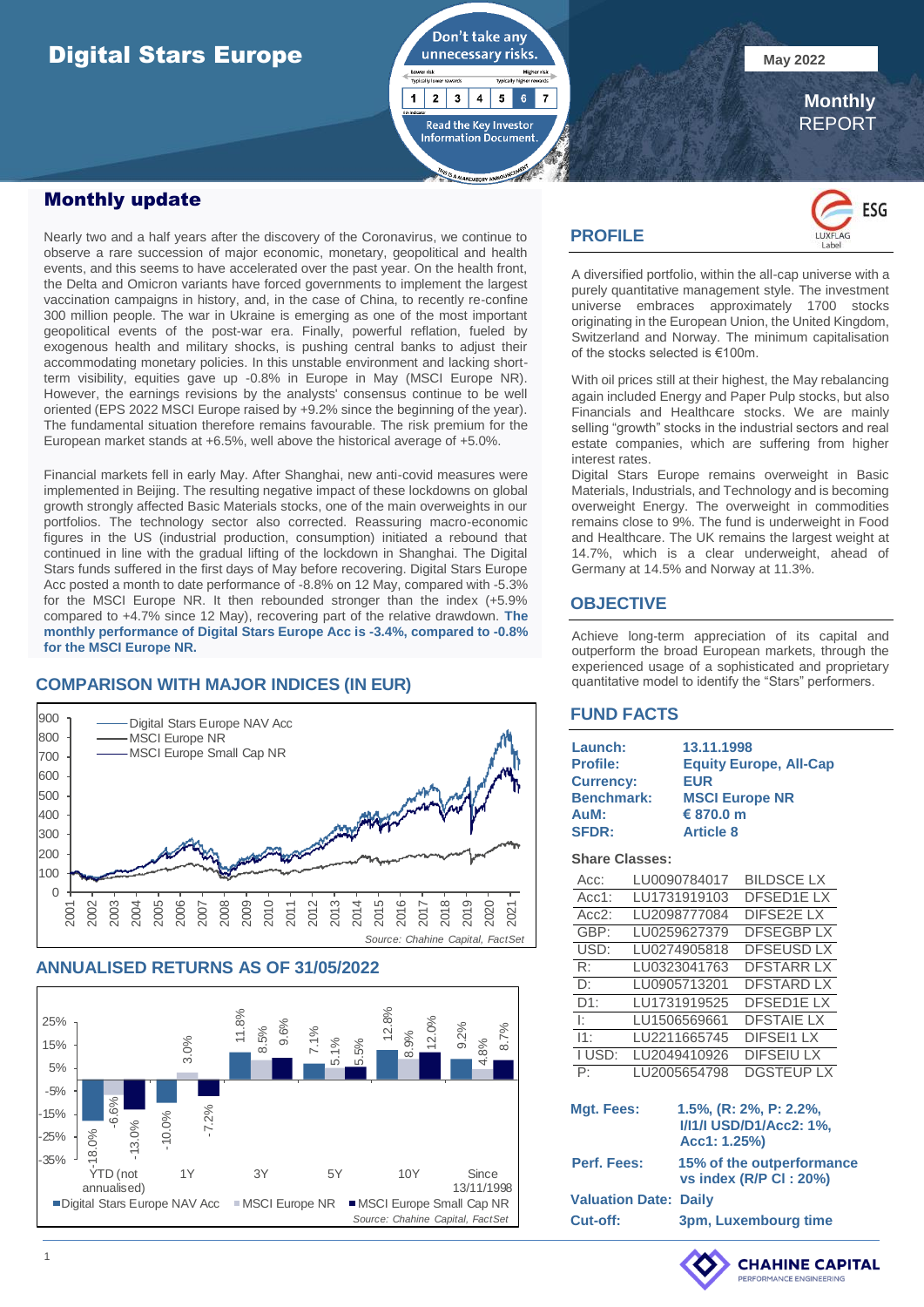# Digital Stars Europe

Don't take any unnecessary risks.

Lower risk — Higher risk

| 1 | 2 | 3 | 4 | 5 | 6 | 7 |
|---|---|---|---|---|---|---|

Read the Key Investor Information Document.

May 2022

**Monthly** REPORT

## Monthly update

Nearly two and a half years after the discovery of the Coronavirus, we continue to observe a rare succession of major economic, monetary, geopolitical and health events, and this seems to have accelerated over the past year. On the health front, the Delta and Omicron variants have forced governments to implement the largest vaccination campaigns in history, and, in the case of China, to recently re-confine 300 million people. The war in Ukraine is emerging as one of the most important geopolitical events of the post-war era. Finally, powerful reflation, fueled by exogenous health and military shocks, is pushing central banks to adjust their accommodating monetary policies. In this unstable environment and lacking short-term visibility, equities gave up -0.8% in Europe in May (MSCI Europe NR). However, the earnings revisions by the analysts' consensus continue to be well oriented (EPS 2022 MSCI Europe raised by +9.2% since the beginning of the year). The fundamental situation therefore remains favourable. The risk premium for the European market stands at +6.5%, well above the historical average of +5.0%.

Financial markets fell in early May. After Shanghai, new anti-covid measures were implemented in Beijing. The resulting negative impact of these lockdowns on global growth strongly affected Basic Materials stocks, one of the main overweights in our portfolios. The technology sector also corrected. Reassuring macro-economic figures in the US (industrial production, consumption) initiated a rebound that continued in line with the gradual lifting of the lockdown in Shanghai. The Digital Stars funds suffered in the first days of May before recovering. Digital Stars Europe Acc posted a month to date performance of -8.8% on 12 May, compared with -5.3% for the MSCI Europe NR. It then rebounded stronger than the index (+5.9% compared to +4.7% since 12 May), recovering part of the relative drawdown. **The monthly performance of Digital Stars Europe Acc is -3.4%, compared to -0.8% for the MSCI Europe NR.**

## COMPARISON WITH MAJOR INDICES (IN EUR)

Legend: Digital Stars Europe NAV Acc; MSCI Europe NR; MSCI Europe Small Cap NR

*Source: Chahine Capital, FactSet*

## ANNUALISED RETURNS AS OF 31/05/2022

| | YTD (not annualised) | 1Y | 3Y | 5Y | 10Y | Since 13/11/1998 |
|---|---|---|---|---|---|---|
| Digital Stars Europe NAV Acc | -18.0% | -10.0% | 11.8% | 7.1% | 12.8% | 9.2% |
| MSCI Europe NR | -6.6% | 3.0% | 8.5% | 5.1% | 8.9% | 4.8% |
| MSCI Europe Small Cap NR | -13.0% | -7.2% | 9.6% | 5.5% | 12.0% | 8.7% |

*Source: Chahine Capital, FactSet*

## PROFILE

ESG — LUXFLAG Label

A diversified portfolio, within the all-cap universe with a purely quantitative management style. The investment universe embraces approximately 1700 stocks originating in the European Union, the United Kingdom, Switzerland and Norway. The minimum capitalisation of the stocks selected is €100m.

With oil prices still at their highest, the May rebalancing again included Energy and Paper Pulp stocks, but also Financials and Healthcare stocks. We are mainly selling "growth" stocks in the industrial sectors and real estate companies, which are suffering from higher interest rates.

Digital Stars Europe remains overweight in Basic Materials, Industrials, and Technology and is becoming overweight Energy. The overweight in commodities remains close to 9%. The fund is underweight in Food and Healthcare. The UK remains the largest weight at 14.7%, which is a clear underweight, ahead of Germany at 14.5% and Norway at 11.3%.

## OBJECTIVE

Achieve long-term appreciation of its capital and outperform the broad European markets, through the experienced usage of a sophisticated and proprietary quantitative model to identify the "Stars" performers.

## FUND FACTS

| | |
|---|---|
| **Launch:** | **13.11.1998** |
| **Profile:** | **Equity Europe, All-Cap** |
| **Currency:** | **EUR** |
| **Benchmark:** | **MSCI Europe NR** |
| **AuM:** | **€ 870.0 m** |
| **SFDR:** | **Article 8** |

**Share Classes:**

| | | |
|---|---|---|
| Acc: | LU0090784017 | BILDSCE LX |
| Acc1: | LU1731919103 | DFSED1E LX |
| Acc2: | LU2098777084 | DIFSE2E LX |
| GBP: | LU0259627379 | DFSEGBP LX |
| USD: | LU0274905818 | DFSEUSD LX |
| R: | LU0323041763 | DFSTARR LX |
| D: | LU0905713201 | DFSTARD LX |
| D1: | LU1731919525 | DFSED1E LX |
| I: | LU1506569661 | DFSTAIE LX |
| I1: | LU2211665745 | DIFSEI1 LX |
| I USD: | LU2049410926 | DIFSEIU LX |
| P: | LU2005654798 | DGSTEUP LX |

| | |
|---|---|
| **Mgt. Fees:** | **1.5%, (R: 2%, P: 2.2%, I/I1/I USD/D1/Acc2: 1%, Acc1: 1.25%)** |
| **Perf. Fees:** | **15% of the outperformance vs index (R/P CI : 20%)** |
| **Valuation Date:** | **Daily** |
| **Cut-off:** | **3pm, Luxembourg time** |

CHAHINE CAPITAL — PERFORMANCE ENGINEERING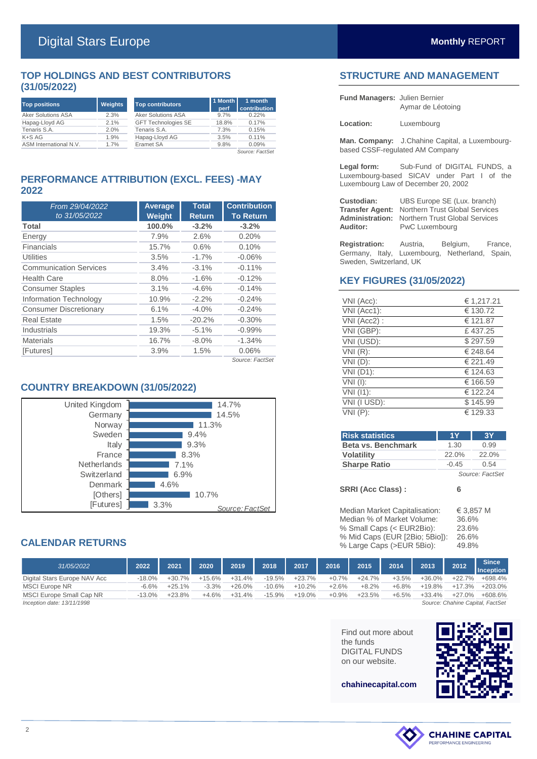# Digital Stars Europe

**Monthly** REPORT

## TOP HOLDINGS AND BEST CONTRIBUTORS (31/05/2022)

| Top positions | Weights |
|---|---|
| Aker Solutions ASA | 2.3% |
| Hapag-Lloyd AG | 2.1% |
| Tenaris S.A. | 2.0% |
| K+S AG | 1.9% |
| ASM International N.V. | 1.7% |

| Top contributors | 1 Month perf | 1 month contribution |
|---|---|---|
| Aker Solutions ASA | 9.7% | 0.22% |
| GFT Technologies SE | 18.8% | 0.17% |
| Tenaris S.A. | 7.3% | 0.15% |
| Hapag-Lloyd AG | 3.5% | 0.11% |
| Eramet SA | 9.8% | 0.09% |

*Source: FactSet*

## PERFORMANCE ATTRIBUTION (EXCL. FEES) -MAY 2022

| *From 29/04/2022 to 31/05/2022* | Average Weight | Total Return | Contribution To Return |
|---|---|---|---|
| **Total** | **100.0%** | **-3.2%** | **-3.2%** |
| Energy | 7.9% | 2.6% | 0.20% |
| Financials | 15.7% | 0.6% | 0.10% |
| Utilities | 3.5% | -1.7% | -0.06% |
| Communication Services | 3.4% | -3.1% | -0.11% |
| Health Care | 8.0% | -1.6% | -0.12% |
| Consumer Staples | 3.1% | -4.6% | -0.14% |
| Information Technology | 10.9% | -2.2% | -0.24% |
| Consumer Discretionary | 6.1% | -4.0% | -0.24% |
| Real Estate | 1.5% | -20.2% | -0.30% |
| Industrials | 19.3% | -5.1% | -0.99% |
| Materials | 16.7% | -8.0% | -1.34% |
| [Futures] | 3.9% | 1.5% | 0.06% |

*Source: FactSet*

## COUNTRY BREAKDOWN (31/05/2022)

| Country | Weight |
|---|---|
| United Kingdom | 14.7% |
| Germany | 14.5% |
| Norway | 11.3% |
| Sweden | 9.4% |
| Italy | 9.3% |
| France | 8.3% |
| Netherlands | 7.1% |
| Switzerland | 6.9% |
| Denmark | 4.6% |
| [Others] | 10.7% |
| [Futures] | 3.3% |

*Source: FactSet*

## STRUCTURE AND MANAGEMENT

**Fund Managers:** Julien Bernier, Aymar de Léotoing

**Location:** Luxembourg

**Man. Company:** J.Chahine Capital, a Luxembourg-based CSSF-regulated AM Company

**Legal form:** Sub-Fund of DIGITAL FUNDS, a Luxembourg-based SICAV under Part I of the Luxembourg Law of December 20, 2002

**Custodian:** UBS Europe SE (Lux. branch)
**Transfer Agent:** Northern Trust Global Services
**Administration:** Northern Trust Global Services
**Auditor:** PwC Luxembourg

**Registration:** Austria, Belgium, France, Germany, Italy, Luxembourg, Netherland, Spain, Sweden, Switzerland, UK

## KEY FIGURES (31/05/2022)

| | |
|---|---|
| VNI (Acc): | € 1,217.21 |
| VNI (Acc1): | € 130.72 |
| VNI (Acc2) : | € 121.87 |
| VNI (GBP): | £ 437.25 |
| VNI (USD): | $ 297.59 |
| VNI (R): | € 248.64 |
| VNI (D): | € 221.49 |
| VNI (D1): | € 124.63 |
| VNI (I): | € 166.59 |
| VNI (I1): | € 122.24 |
| VNI (I USD): | $ 145.99 |
| VNI (P): | € 129.33 |

| Risk statistics | 1Y | 3Y |
|---|---|---|
| **Beta vs. Benchmark** | 1.30 | 0.99 |
| **Volatility** | 22.0% | 22.0% |
| **Sharpe Ratio** | -0.45 | 0.54 |

*Source: FactSet*

**SRRI (Acc Class) :** 6

| | |
|---|---|
| Median Market Capitalisation: | € 3,857 M |
| Median % of Market Volume: | 36.6% |
| % Small Caps (< EUR2Bio): | 23.6% |
| % Mid Caps (EUR [2Bio; 5Bio]): | 26.6% |
| % Large Caps (>EUR 5Bio): | 49.8% |

## CALENDAR RETURNS

| *31/05/2022* | 2022 | 2021 | 2020 | 2019 | 2018 | 2017 | 2016 | 2015 | 2014 | 2013 | 2012 | Since Inception |
|---|---|---|---|---|---|---|---|---|---|---|---|---|
| Digital Stars Europe NAV Acc | -18.0% | +30.7% | +15.6% | +31.4% | -19.5% | +23.7% | +0.7% | +24.7% | +3.5% | +36.0% | +22.7% | +698.4% |
| MSCI Europe NR | -6.6% | +25.1% | -3.3% | +26.0% | -10.6% | +10.2% | +2.6% | +8.2% | +6.8% | +19.8% | +17.3% | +203.0% |
| MSCI Europe Small Cap NR | -13.0% | +23.8% | +4.6% | +31.4% | -15.9% | +19.0% | +0.9% | +23.5% | +6.5% | +33.4% | +27.0% | +608.6% |

*Inception date: 13/11/1998*

*Source: Chahine Capital, FactSet*

Find out more about the funds DIGITAL FUNDS on our website.

**chahinecapital.com**

CHAHINE CAPITAL
PERFORMANCE ENGINEERING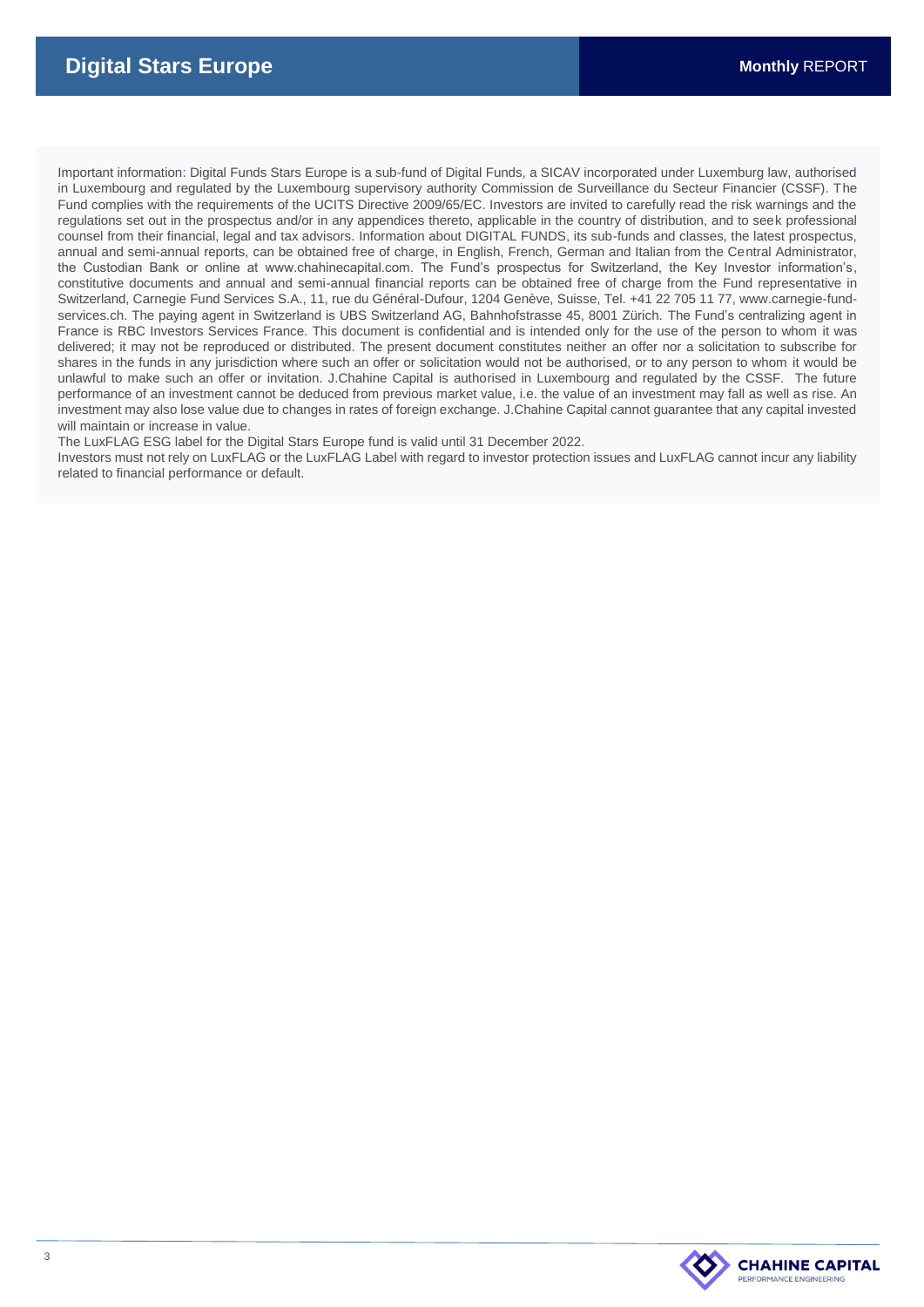Important information: Digital Funds Stars Europe is a sub-fund of Digital Funds, a SICAV incorporated under Luxemburg law, authorised in Luxembourg and regulated by the Luxembourg supervisory authority Commission de Surveillance du Secteur Financier (CSSF). The Fund complies with the requirements of the UCITS Directive 2009/65/EC. Investors are invited to carefully read the risk warnings and the regulations set out in the prospectus and/or in any appendices thereto, applicable in the country of distribution, and to seek professional counsel from their financial, legal and tax advisors. Information about DIGITAL FUNDS, its sub-funds and classes, the latest prospectus, annual and semi-annual reports, can be obtained free of charge, in English, French, German and Italian from the Central Administrator, the Custodian Bank or online at www.chahinecapital.com. The Fund's prospectus for Switzerland, the Key Investor information's, constitutive documents and annual and semi-annual financial reports can be obtained free of charge from the Fund representative in Switzerland, Carnegie Fund Services S.A., 11, rue du Général-Dufour, 1204 Genève, Suisse, Tel. +41 22 705 11 77, www.carnegie-fund-services.ch. The paying agent in Switzerland is UBS Switzerland AG, Bahnhofstrasse 45, 8001 Zürich. The Fund's centralizing agent in France is RBC Investors Services France. This document is confidential and is intended only for the use of the person to whom it was delivered; it may not be reproduced or distributed. The present document constitutes neither an offer nor a solicitation to subscribe for shares in the funds in any jurisdiction where such an offer or solicitation would not be authorised, or to any person to whom it would be unlawful to make such an offer or invitation. J.Chahine Capital is authorised in Luxembourg and regulated by the CSSF. The future performance of an investment cannot be deduced from previous market value, i.e. the value of an investment may fall as well as rise. An investment may also lose value due to changes in rates of foreign exchange. J.Chahine Capital cannot guarantee that any capital invested will maintain or increase in value.

The LuxFLAG ESG label for the Digital Stars Europe fund is valid until 31 December 2022.

Investors must not rely on LuxFLAG or the LuxFLAG Label with regard to investor protection issues and LuxFLAG cannot incur any liability related to financial performance or default.